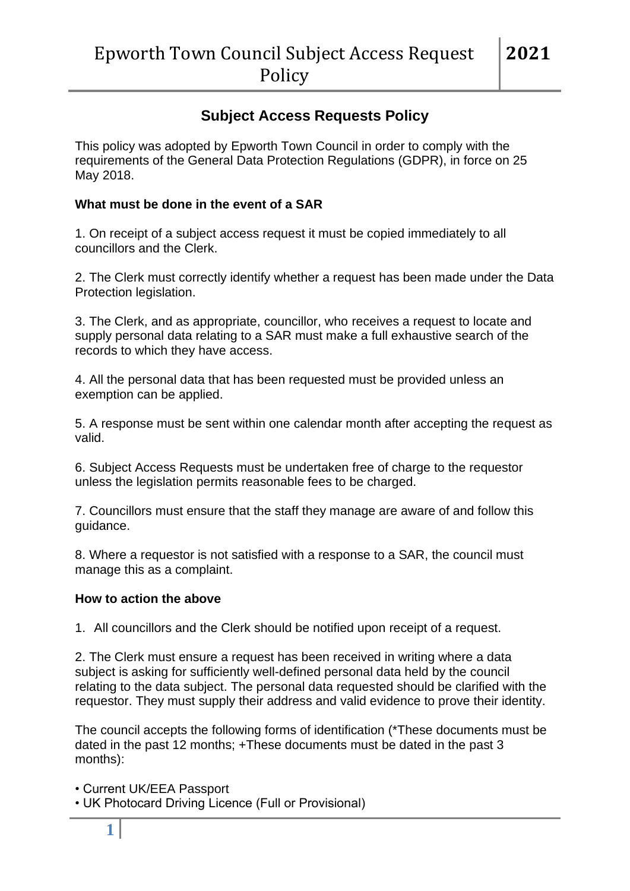## Subject Access Requests Policy

This policy was adopted by Epworth Town Council in order to comply with the requirements of the General Data Protection Regulations (GDPR), in force on 25 May 2018.

**What must be done in the event of a SAR**

1. On receipt of a subject access request it must be copied immediately to all councillors and the Clerk.

2. The Clerk must correctly identify whether a request has been made under the Data Protection legislation.

3. The Clerk, and as appropriate, councillor, who receives a request to locate and supply personal data relating to a SAR must make a full exhaustive search of the records to which they have access.

4. All the personal data that has been requested must be provided unless an exemption can be applied.

5. A response must be sent within one calendar month after accepting the request as valid.

6. Subject Access Requests must be undertaken free of charge to the requestor unless the legislation permits reasonable fees to be charged.

7. Councillors must ensure that the staff they manage are aware of and follow this guidance.

8. Where a requestor is not satisfied with a response to a SAR, the council must manage this as a complaint.

**How to action the above**

1. All councillors and the Clerk should be notified upon receipt of a request.

2. The Clerk must ensure a request has been received in writing where a data subject is asking for sufficiently well-defined personal data held by the council relating to the data subject. The personal data requested should be clarified with the requestor. They must supply their address and valid evidence to prove their identity.

The council accepts the following forms of identification (*These documents must be dated in the past 12 months; +These documents must be dated in the past 3 months):

- Current UK/EEA Passport
- UK Photocard Driving Licence (Full or Provisional)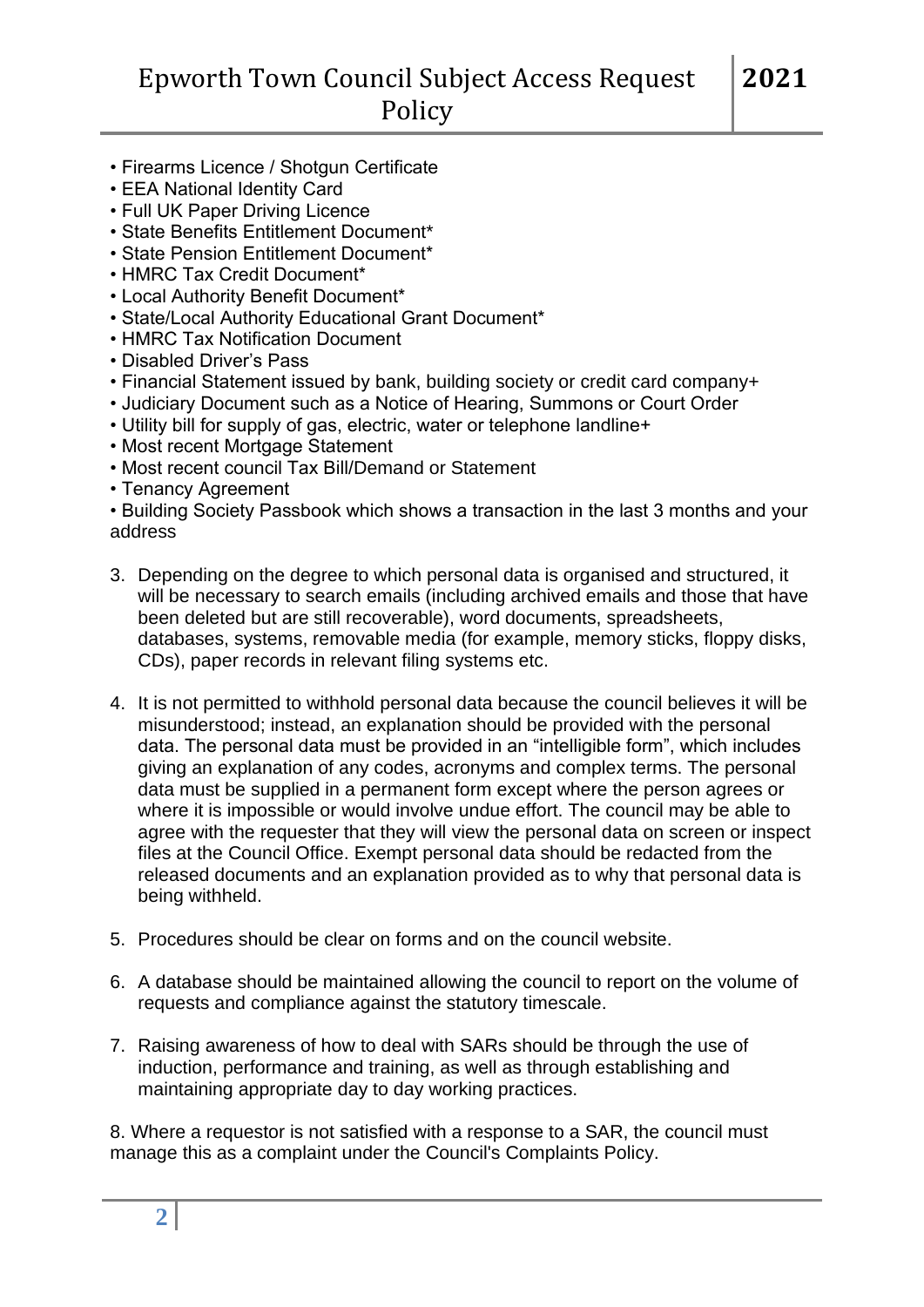- Firearms Licence / Shotgun Certificate
- EEA National Identity Card
- Full UK Paper Driving Licence
- State Benefits Entitlement Document*
- State Pension Entitlement Document*
- HMRC Tax Credit Document*
- Local Authority Benefit Document*
- State/Local Authority Educational Grant Document*
- HMRC Tax Notification Document
- Disabled Driver's Pass
- Financial Statement issued by bank, building society or credit card company+
- Judiciary Document such as a Notice of Hearing, Summons or Court Order
- Utility bill for supply of gas, electric, water or telephone landline+
- Most recent Mortgage Statement
- Most recent council Tax Bill/Demand or Statement
- Tenancy Agreement
- Building Society Passbook which shows a transaction in the last 3 months and your address

3. Depending on the degree to which personal data is organised and structured, it will be necessary to search emails (including archived emails and those that have been deleted but are still recoverable), word documents, spreadsheets, databases, systems, removable media (for example, memory sticks, floppy disks, CDs), paper records in relevant filing systems etc.

4. It is not permitted to withhold personal data because the council believes it will be misunderstood; instead, an explanation should be provided with the personal data. The personal data must be provided in an "intelligible form", which includes giving an explanation of any codes, acronyms and complex terms. The personal data must be supplied in a permanent form except where the person agrees or where it is impossible or would involve undue effort. The council may be able to agree with the requester that they will view the personal data on screen or inspect files at the Council Office. Exempt personal data should be redacted from the released documents and an explanation provided as to why that personal data is being withheld.

5. Procedures should be clear on forms and on the council website.

6. A database should be maintained allowing the council to report on the volume of requests and compliance against the statutory timescale.

7. Raising awareness of how to deal with SARs should be through the use of induction, performance and training, as well as through establishing and maintaining appropriate day to day working practices.

8. Where a requestor is not satisfied with a response to a SAR, the council must manage this as a complaint under the Council's Complaints Policy.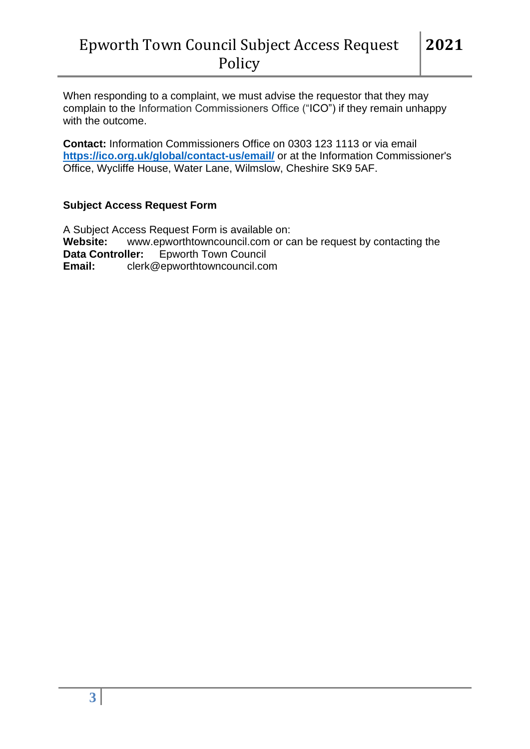When responding to a complaint, we must advise the requestor that they may complain to the Information Commissioners Office ("ICO") if they remain unhappy with the outcome.

**Contact:** Information Commissioners Office on 0303 123 1113 or via email **https://ico.org.uk/global/contact-us/email/** or at the Information Commissioner's Office, Wycliffe House, Water Lane, Wilmslow, Cheshire SK9 5AF.

**Subject Access Request Form**

A Subject Access Request Form is available on:
**Website:** www.epworthtowncouncil.com or can be request by contacting the
**Data Controller:** Epworth Town Council
**Email:** clerk@epworthtowncouncil.com